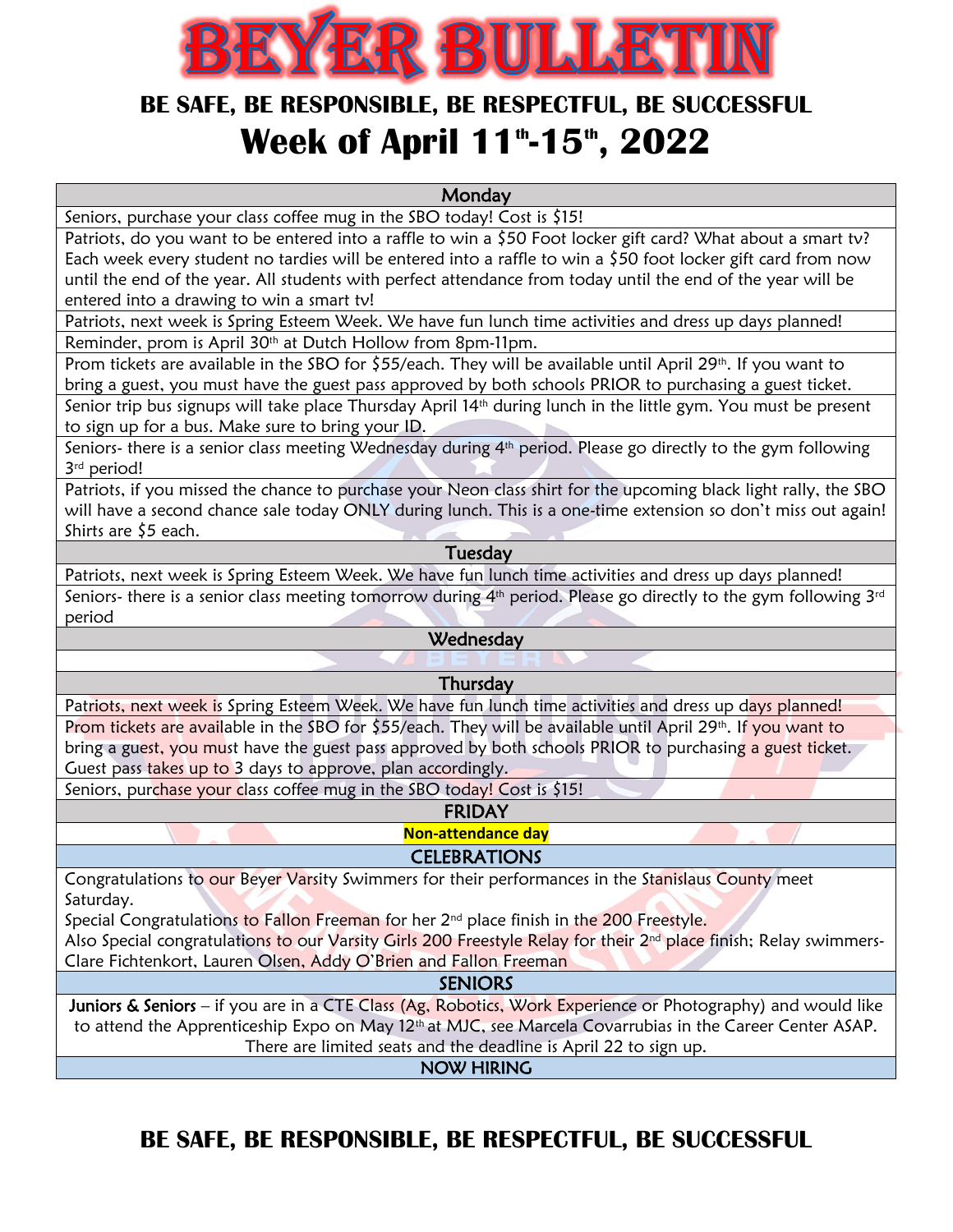# BEYER BULLETIN

## BE SAFE, BE RESPONSIBLE, BE RESPECTFUL, BE SUCCESSFUL

# Week of April 11th-15th, 2022

| Monday |
|---|
| Seniors, purchase your class coffee mug in the SBO today! Cost is $15! |
| Patriots, do you want to be entered into a raffle to win a $50 Foot locker gift card? What about a smart tv? Each week every student no tardies will be entered into a raffle to win a $50 foot locker gift card from now until the end of the year. All students with perfect attendance from today until the end of the year will be entered into a drawing to win a smart tv! |
| Patriots, next week is Spring Esteem Week. We have fun lunch time activities and dress up days planned! |
| Reminder, prom is April 30th at Dutch Hollow from 8pm-11pm. |
| Prom tickets are available in the SBO for $55/each. They will be available until April 29th. If you want to bring a guest, you must have the guest pass approved by both schools PRIOR to purchasing a guest ticket. |
| Senior trip bus signups will take place Thursday April 14th during lunch in the little gym. You must be present to sign up for a bus. Make sure to bring your ID. |
| Seniors- there is a senior class meeting Wednesday during 4th period. Please go directly to the gym following 3rd period! |
| Patriots, if you missed the chance to purchase your Neon class shirt for the upcoming black light rally, the SBO will have a second chance sale today ONLY during lunch. This is a one-time extension so don't miss out again! Shirts are $5 each. |
| **Tuesday** |
| Patriots, next week is Spring Esteem Week. We have fun lunch time activities and dress up days planned! |
| Seniors- there is a senior class meeting tomorrow during 4th period. Please go directly to the gym following 3rd period |
| **Wednesday** |
| |
| **Thursday** |
| Patriots, next week is Spring Esteem Week. We have fun lunch time activities and dress up days planned! |
| Prom tickets are available in the SBO for $55/each. They will be available until April 29th. If you want to bring a guest, you must have the guest pass approved by both schools PRIOR to purchasing a guest ticket. Guest pass takes up to 3 days to approve, plan accordingly. |
| Seniors, purchase your class coffee mug in the SBO today! Cost is $15! |
| **FRIDAY** |
| **Non-attendance day** |
| **CELEBRATIONS** |
| Congratulations to our Beyer Varsity Swimmers for their performances in the Stanislaus County meet Saturday. Special Congratulations to Fallon Freeman for her 2nd place finish in the 200 Freestyle. Also Special congratulations to our Varsity Girls 200 Freestyle Relay for their 2nd place finish; Relay swimmers- Clare Fichtenkort, Lauren Olsen, Addy O'Brien and Fallon Freeman |
| **SENIORS** |
| **Juniors & Seniors** – if you are in a CTE Class (Ag, Robotics, Work Experience or Photography) and would like to attend the Apprenticeship Expo on May 12th at MJC, see Marcela Covarrubias in the Career Center ASAP. There are limited seats and the deadline is April 22 to sign up. |
| **NOW HIRING** |

## BE SAFE, BE RESPONSIBLE, BE RESPECTFUL, BE SUCCESSFUL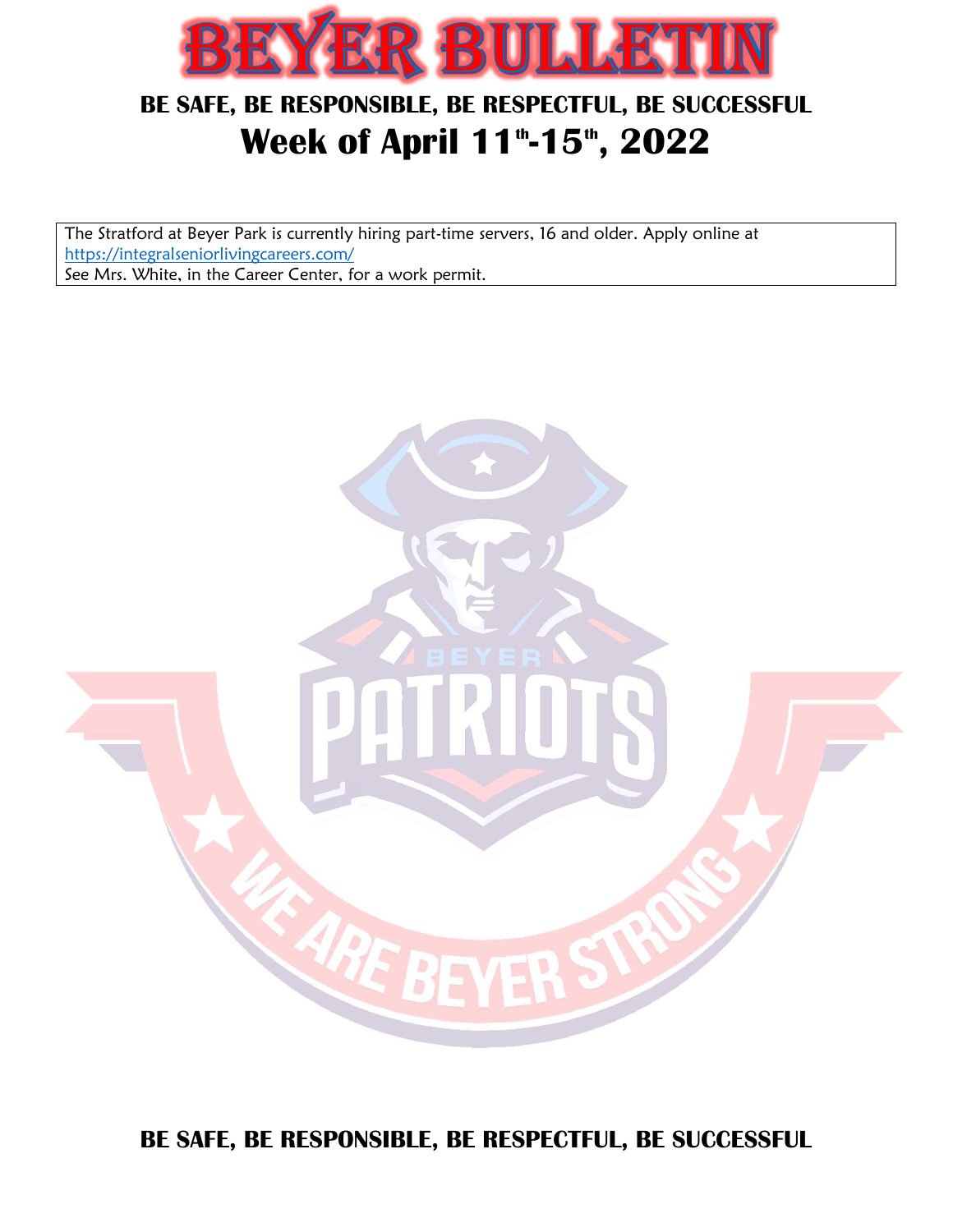# BEYER BULLETIN

## BE SAFE, BE RESPONSIBLE, BE RESPECTFUL, BE SUCCESSFUL

## Week of April 11th-15th, 2022

The Stratford at Beyer Park is currently hiring part-time servers, 16 and older. Apply online at https://integralseniorlivingcareers.com/
See Mrs. White, in the Career Center, for a work permit.

**BE SAFE, BE RESPONSIBLE, BE RESPECTFUL, BE SUCCESSFUL**